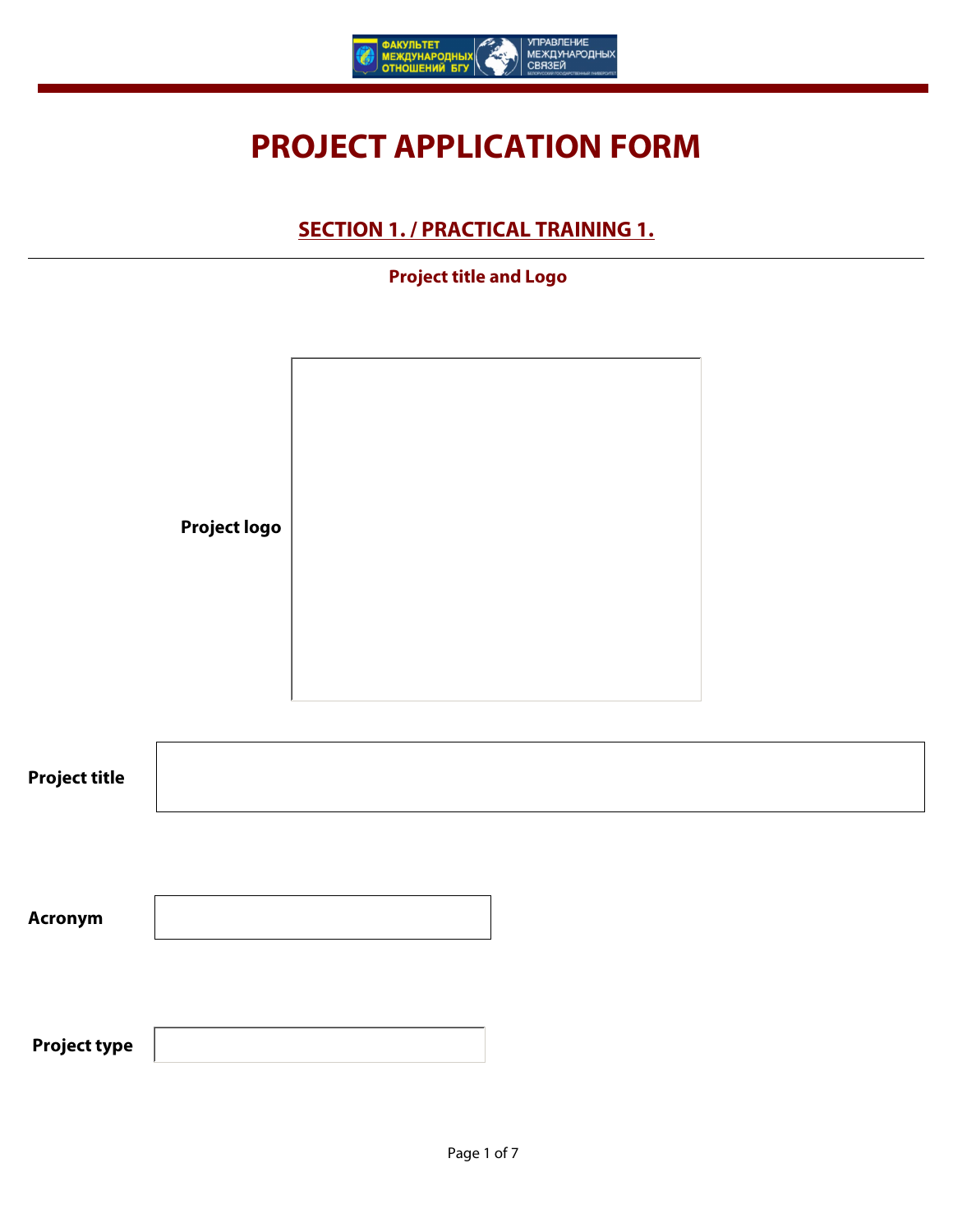# PROJECT APPLICATION FORM

## SECTION 1. / PRACTICAL TRAINING 1.

### Project title and Logo

**Project logo**

**Project title**

**Acronym**

**Project type**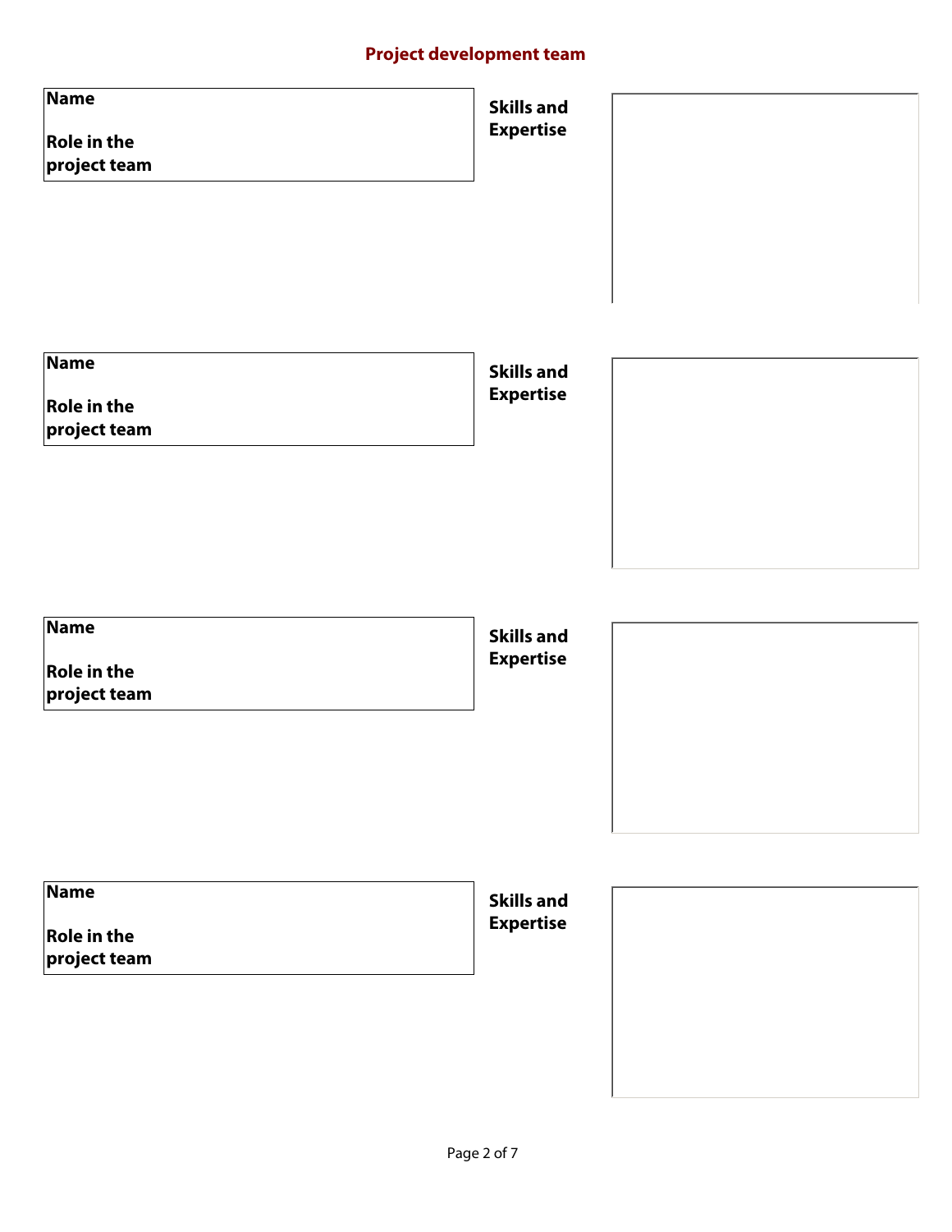## Project development team

**Name**

**Role in the project team**

**Skills and Expertise**

---

**Name**

**Role in the project team**

**Skills and Expertise**

---

**Name**

**Role in the project team**

**Skills and Expertise**

---

**Name**

**Role in the project team**

**Skills and Expertise**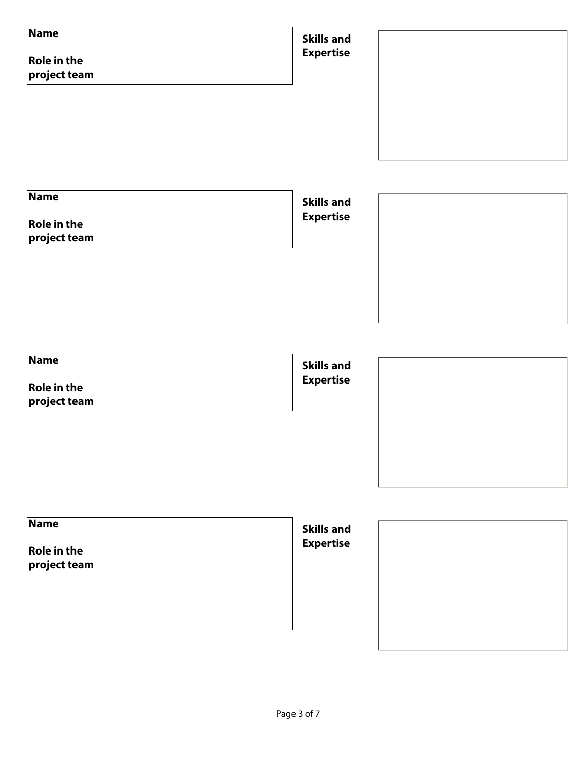**Name**

**Role in the project team**

**Skills and Expertise**

**Name**

**Role in the project team**

**Skills and Expertise**

**Name**

**Role in the project team**

**Skills and Expertise**

**Name**

**Role in the project team**

**Skills and Expertise**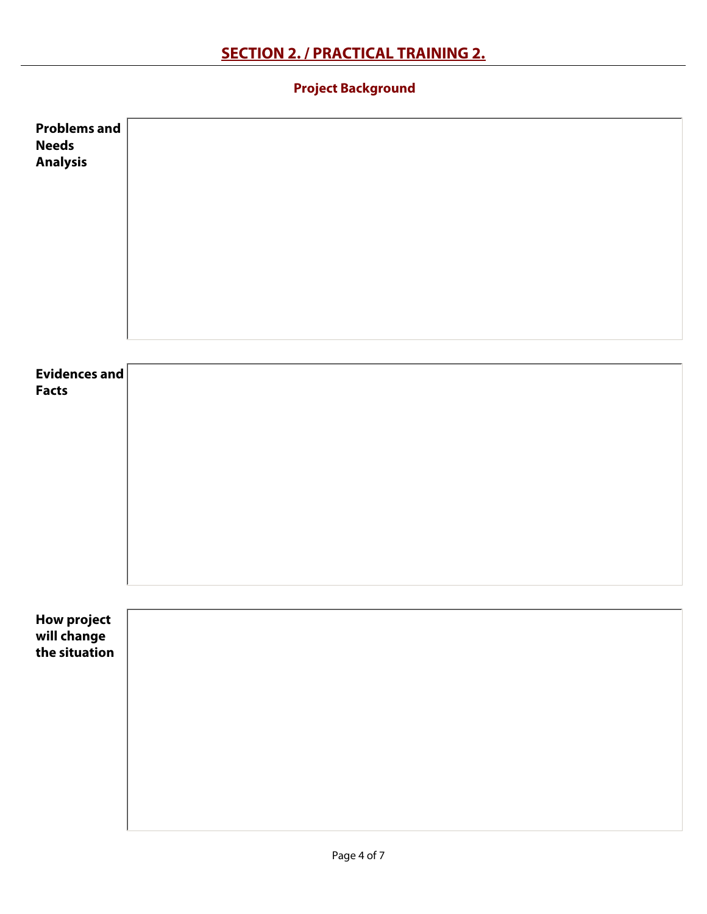# SECTION 2. / PRACTICAL TRAINING 2.

## Project Background

| | |
|---|---|
| **Problems and Needs Analysis** | |
| **Evidences and Facts** | |
| **How project will change the situation** | |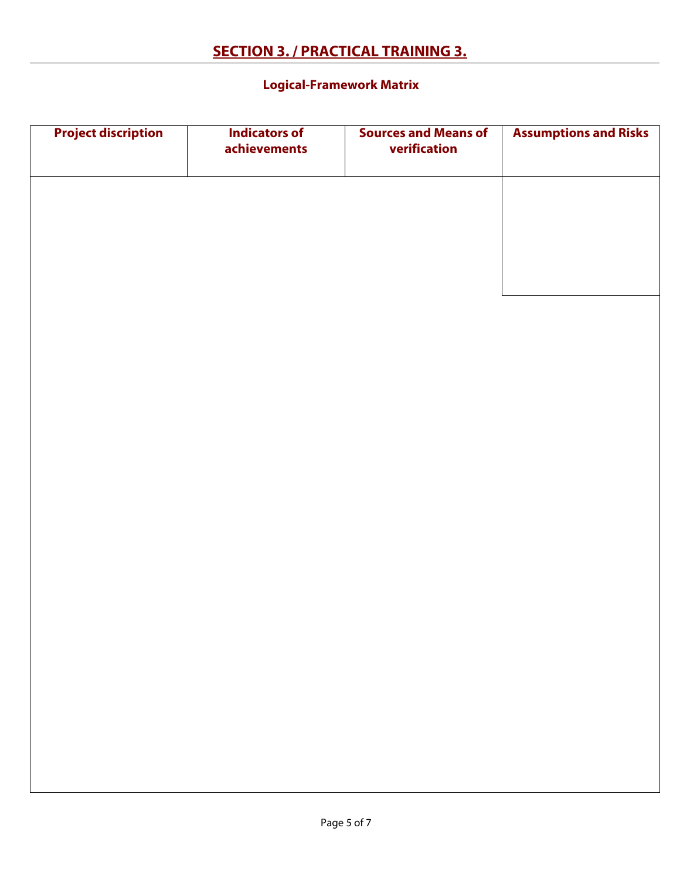## SECTION 3. / PRACTICAL TRAINING 3.

### Logical-Framework Matrix

| Project discription | Indicators of achievements | Sources and Means of verification | Assumptions and Risks |
|---|---|---|---|
| | | | |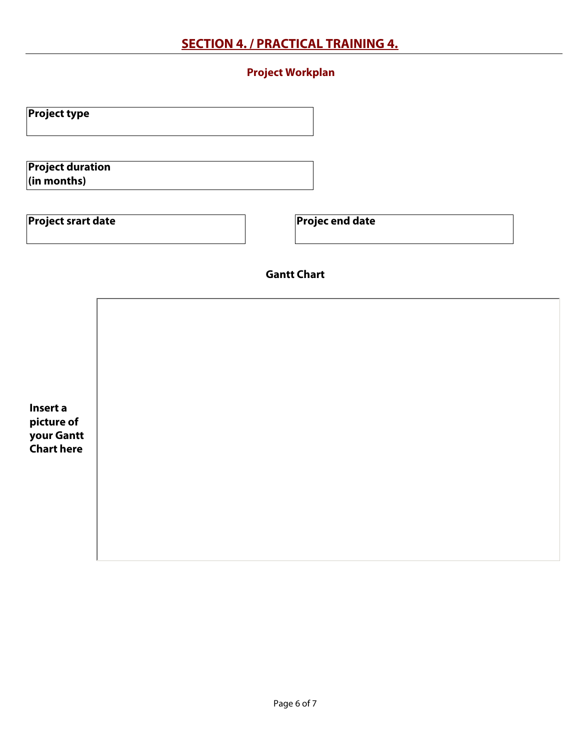## SECTION 4. / PRACTICAL TRAINING 4.

### Project Workplan

| **Project type** | |
|---|---|

| **Project duration (in months)** | |
|---|---|

| **Project srart date** | | **Projec end date** | |
|---|---|---|---|

### Gantt Chart

| **Insert a picture of your Gantt Chart here** | |
|---|---|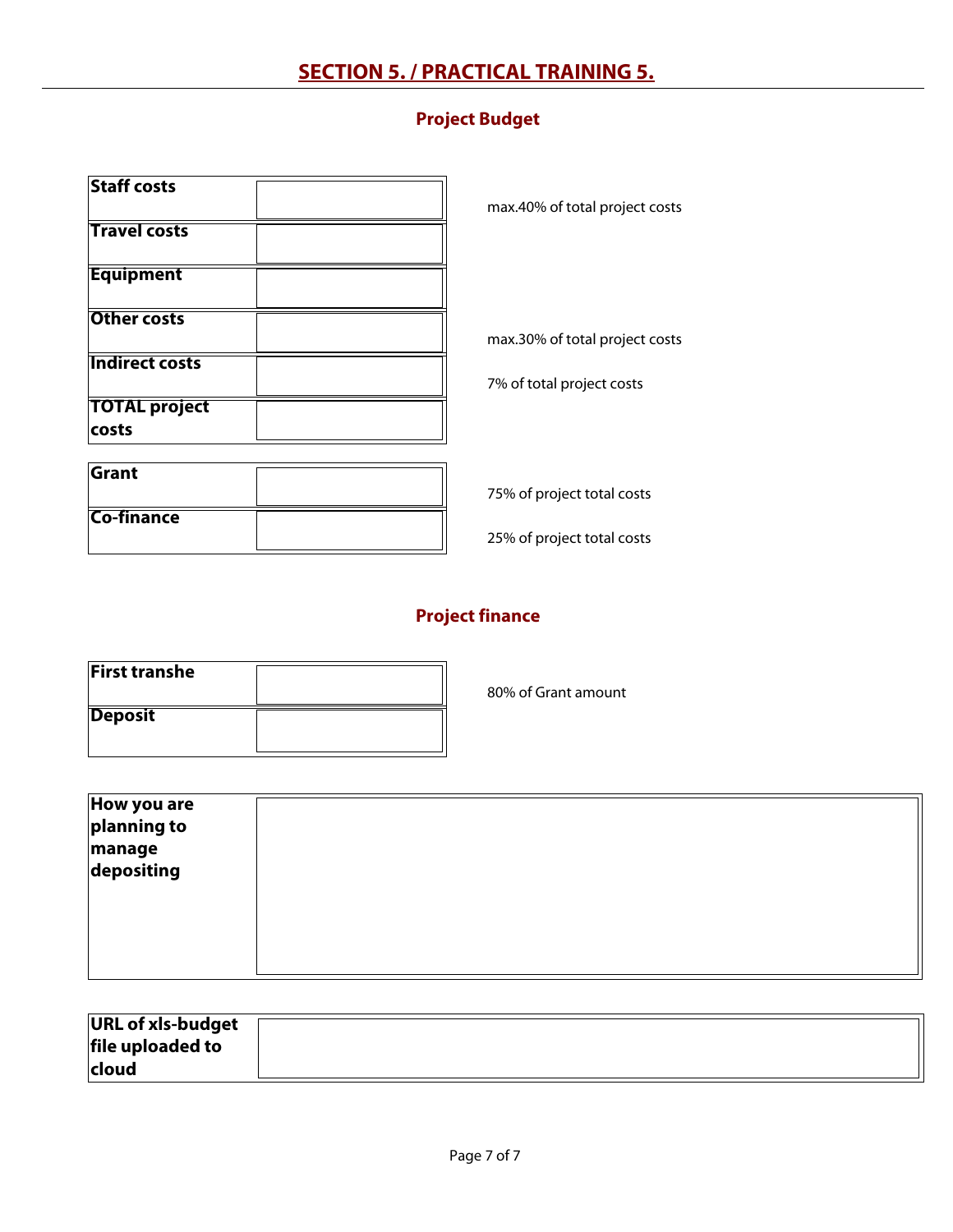# SECTION 5. / PRACTICAL TRAINING 5.

## Project Budget

| | | |
|---|---|---|
| **Staff costs** | | max.40% of total project costs |
| **Travel costs** | | |
| **Equipment** | | |
| **Other costs** | | max.30% of total project costs |
| **Indirect costs** | | 7% of total project costs |
| **TOTAL project costs** | | |

| | | |
|---|---|---|
| **Grant** | | 75% of project total costs |
| **Co-finance** | | 25% of project total costs |

## Project finance

| | | |
|---|---|---|
| **First transhe** | | 80% of Grant amount |
| **Deposit** | | |

| | |
|---|---|
| **How you are planning to manage depositing** | |

| | |
|---|---|
| **URL of xls-budget file uploaded to cloud** | |